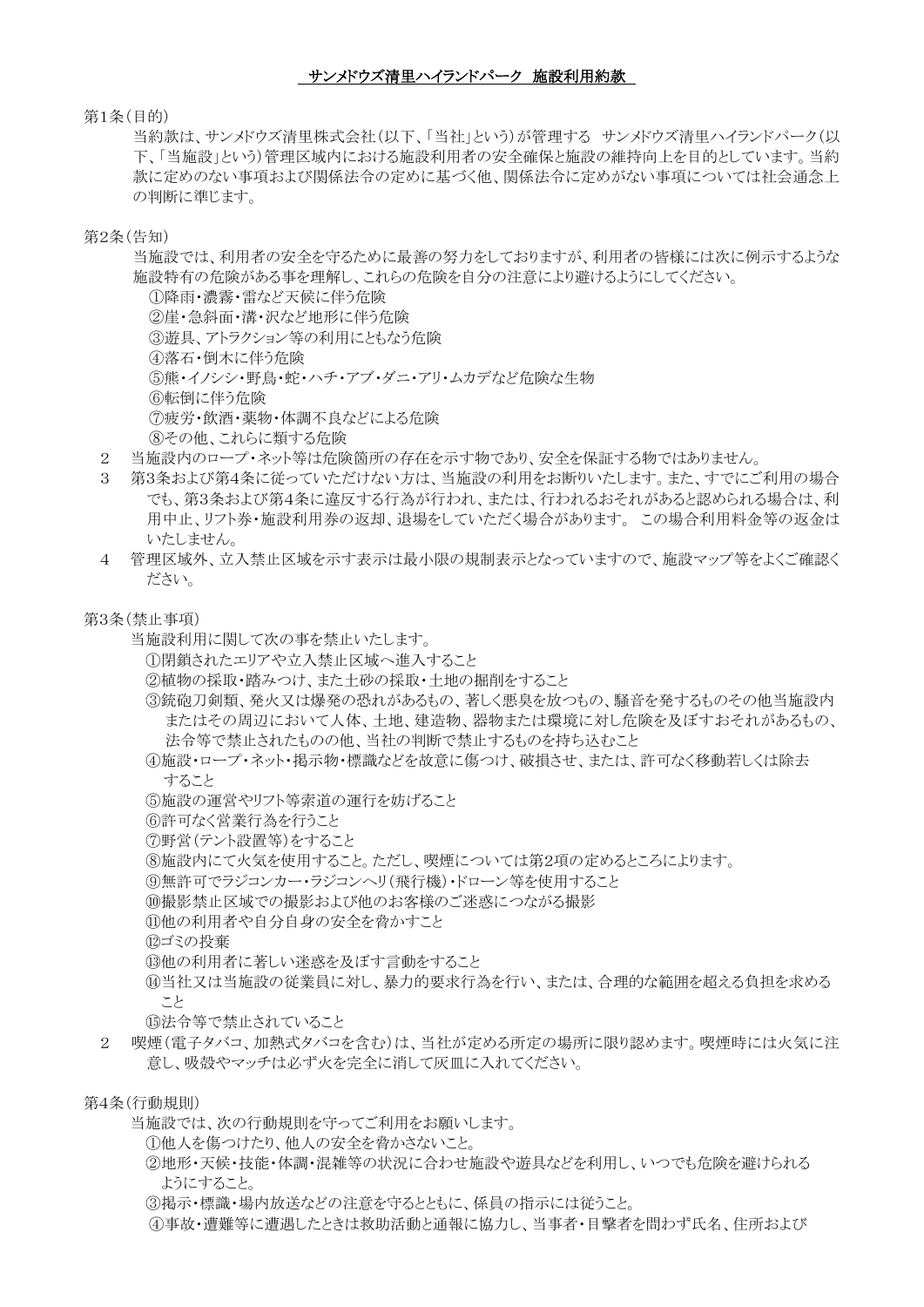# サンメドウズ清里ハイランドパーク　施設利用約款

第1条（目的）

当約款は、サンメドウズ清里株式会社（以下、「当社」という）が管理する　サンメドウズ清里ハイランドパーク（以下、「当施設」という）管理区域内における施設利用者の安全確保と施設の維持向上を目的としています。当約款に定めのない事項および関係法令の定めに基づく他、関係法令に定めがない事項については社会通念上の判断に準じます。

第2条（告知）

当施設では、利用者の安全を守るために最善の努力をしておりますが、利用者の皆様には次に例示するような施設特有の危険がある事を理解し、これらの危険を自分の注意により避けるようにしてください。

①降雨・濃霧・雷など天候に伴う危険
②崖・急斜面・溝・沢など地形に伴う危険
③遊具、アトラクション等の利用にともなう危険
④落石・倒木に伴う危険
⑤熊・イノシシ・野鳥・蛇・ハチ・アブ・ダニ・アリ・ムカデなど危険な生物
⑥転倒に伴う危険
⑦疲労・飲酒・薬物・体調不良などによる危険
⑧その他、これらに類する危険

2　当施設内のロープ・ネット等は危険箇所の存在を示す物であり、安全を保証する物ではありません。

3　第3条および第4条に従っていただけない方は、当施設の利用をお断りいたします。また、すでにご利用の場合でも、第3条および第4条に違反する行為が行われ、または、行われるおそれがあると認められる場合は、利用中止、リフト券・施設利用券の返却、退場をしていただく場合があります。 この場合利用料金等の返金はいたしません。

4　管理区域外、立入禁止区域を示す表示は最小限の規制表示となっていますので、施設マップ等をよくご確認ください。

第3条（禁止事項）

当施設利用に関して次の事を禁止いたします。

①閉鎖されたエリアや立入禁止区域へ進入すること
②植物の採取・踏みつけ、また土砂の採取・土地の掘削をすること
③銃砲刀剣類、発火又は爆発の恐れがあるもの、著しく悪臭を放つもの、騒音を発するものその他当施設内またはその周辺において人体、土地、建造物、器物または環境に対し危険を及ぼすおそれがあるもの、法令等で禁止されたものの他、当社の判断で禁止するものを持ち込むこと
④施設・ロープ・ネット・掲示物・標識などを故意に傷つけ、破損させ、または、許可なく移動若しくは除去すること
⑤施設の運営やリフト等索道の運行を妨げること
⑥許可なく営業行為を行うこと
⑦野営（テント設置等）をすること
⑧施設内にて火気を使用すること。ただし、喫煙については第2項の定めるところによります。
⑨無許可でラジコンカー・ラジコンヘリ（飛行機）・ドローン等を使用すること
⑩撮影禁止区域での撮影および他のお客様のご迷惑につながる撮影
⑪他の利用者や自分自身の安全を脅かすこと
⑫ゴミの投棄
⑬他の利用者に著しい迷惑を及ぼす言動をすること
⑭当社又は当施設の従業員に対し、暴力的要求行為を行い、または、合理的な範囲を超える負担を求めること
⑮法令等で禁止されていること

2　喫煙（電子タバコ、加熱式タバコを含む）は、当社が定める所定の場所に限り認めます。喫煙時には火気に注意し、吸殻やマッチは必ず火を完全に消して灰皿に入れてください。

第4条（行動規則）

当施設では、次の行動規則を守ってご利用をお願いします。

①他人を傷つけたり、他人の安全を脅かさないこと。
②地形・天候・技能・体調・混雑等の状況に合わせ施設や遊具などを利用し、いつでも危険を避けられるようにすること。
③掲示・標識・場内放送などの注意を守るとともに、係員の指示には従うこと。
④事故・遭難等に遭遇したときは救助活動と通報に協力し、当事者・目撃者を問わず氏名、住所および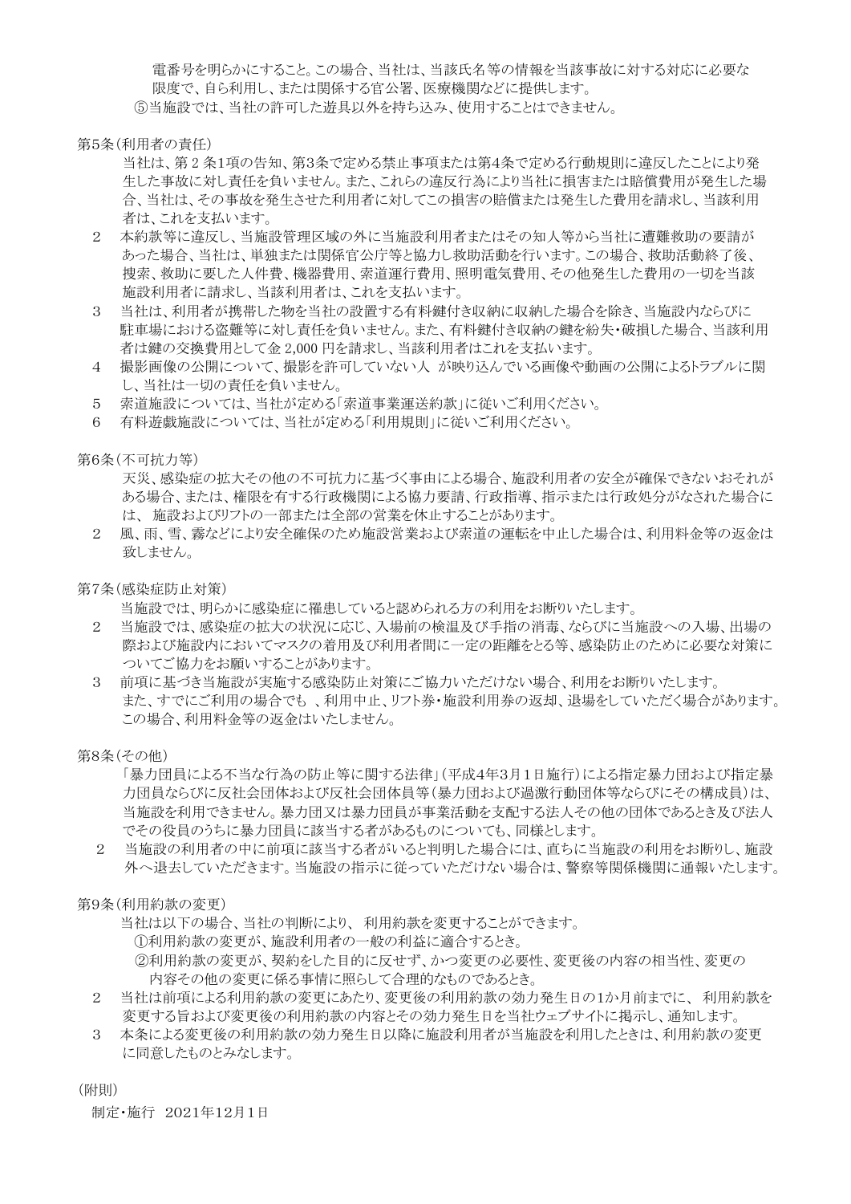電番号を明らかにすること。この場合、当社は、当該氏名等の情報を当該事故に対する対応に必要な限度で、自ら利用し、または関係する官公署、医療機関などに提供します。

⑤当施設では、当社の許可した遊具以外を持ち込み、使用することはできません。

第5条（利用者の責任）

当社は、第2条1項の告知、第3条で定める禁止事項または第4条で定める行動規則に違反したことにより発生した事故に対し責任を負いません。また、これらの違反行為により当社に損害または賠償費用が発生した場合、当社は、その事故を発生させた利用者に対してこの損害の賠償または発生した費用を請求し、当該利用者は、これを支払います。

2　本約款等に違反し、当施設管理区域の外に当施設利用者またはその知人等から当社に遭難救助の要請があった場合、当社は、単独または関係官公庁等と協力し救助活動を行います。この場合、救助活動終了後、捜索、救助に要した人件費、機器費用、索道運行費用、照明電気費用、その他発生した費用の一切を当該施設利用者に請求し、当該利用者は、これを支払います。

3　当社は、利用者が携帯した物を当社の設置する有料鍵付き収納に収納した場合を除き、当施設内ならびに駐車場における盗難等に対し責任を負いません。また、有料鍵付き収納の鍵を紛失・破損した場合、当該利用者は鍵の交換費用として金2,000円を請求し、当該利用者はこれを支払います。

4　撮影画像の公開について、撮影を許可していない人 が映り込んでいる画像や動画の公開によるトラブルに関し、当社は一切の責任を負いません。

5　索道施設については、当社が定める「索道事業運送約款」に従いご利用ください。

6　有料遊戯施設については、当社が定める「利用規則」に従いご利用ください。

第6条（不可抗力等）

天災、感染症の拡大その他の不可抗力に基づく事由による場合、施設利用者の安全が確保できないおそれがある場合、または、権限を有する行政機関による協力要請、行政指導、指示または行政処分がなされた場合には、 施設およびリフトの一部または全部の営業を休止することがあります。

2　風、雨、雪、霧などにより安全確保のため施設営業および索道の運転を中止した場合は、利用料金等の返金は致しません。

第7条（感染症防止対策）

当施設では、明らかに感染症に罹患していると認められる方の利用をお断りいたします。

2　当施設では、感染症の拡大の状況に応じ、入場前の検温及び手指の消毒、ならびに当施設への入場、出場の際および施設内においてマスクの着用及び利用者間に一定の距離をとる等、感染防止のために必要な対策についてご協力をお願いすることがあります。

3　前項に基づき当施設が実施する感染防止対策にご協力いただけない場合、利用をお断りいたします。
また、すでにご利用の場合でも 、利用中止、リフト券・施設利用券の返却、退場をしていただく場合があります。この場合、利用料金等の返金はいたしません。

第8条（その他）

「暴力団員による不当な行為の防止等に関する法律」（平成4年3月1日施行）による指定暴力団および指定暴力団員ならびに反社会団体および反社会団体員等（暴力団および過激行動団体等ならびにその構成員）は、当施設を利用できません。暴力団又は暴力団員が事業活動を支配する法人その他の団体であるとき及び法人でその役員のうちに暴力団員に該当する者があるものについても、同様とします。

2　当施設の利用者の中に前項に該当する者がいると判明した場合には、直ちに当施設の利用をお断りし、施設外へ退去していただきます。当施設の指示に従っていただけない場合は、警察等関係機関に通報いたします。

第9条（利用約款の変更）

当社は以下の場合、当社の判断により、 利用約款を変更することができます。

①利用約款の変更が、施設利用者の一般の利益に適合するとき。

②利用約款の変更が、契約をした目的に反せず、かつ変更の必要性、変更後の内容の相当性、変更の内容その他の変更に係る事情に照らして合理的なものであるとき。

2　当社は前項による利用約款の変更にあたり、変更後の利用約款の効力発生日の1か月前までに、 利用約款を変更する旨および変更後の利用約款の内容とその効力発生日を当社ウェブサイトに掲示し、通知します。

3　本条による変更後の利用約款の効力発生日以降に施設利用者が当施設を利用したときは、利用約款の変更に同意したものとみなします。

（附則）

制定・施行　2021年12月1日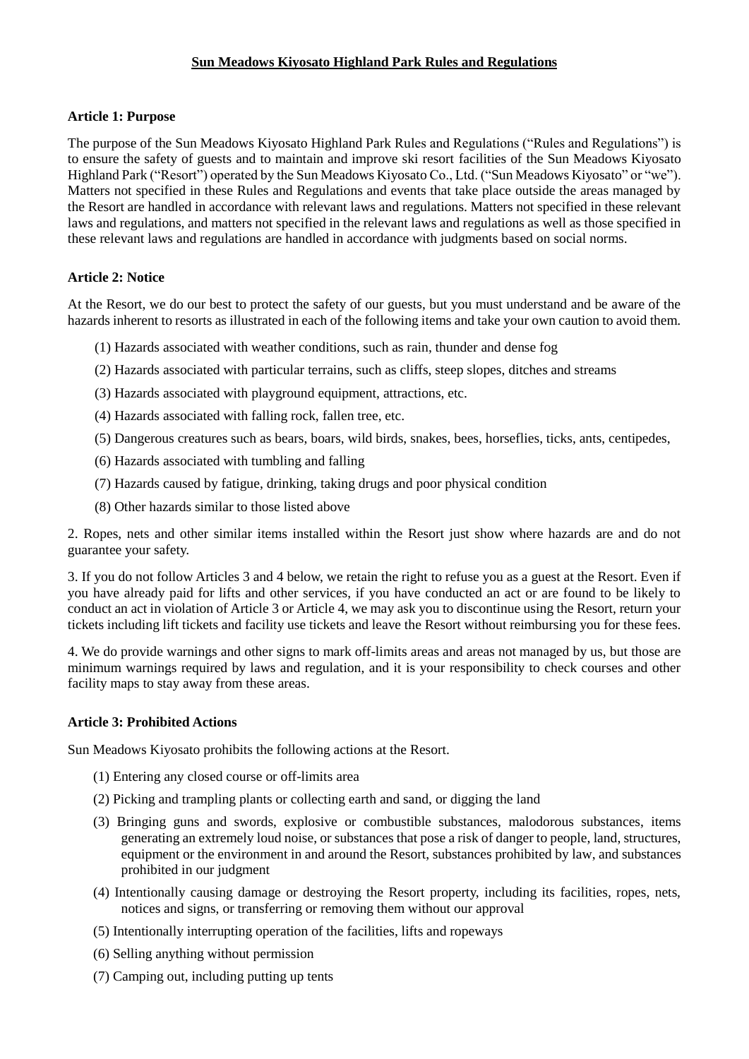**Sun Meadows Kiyosato Highland Park Rules and Regulations**

**Article 1: Purpose**

The purpose of the Sun Meadows Kiyosato Highland Park Rules and Regulations ("Rules and Regulations") is to ensure the safety of guests and to maintain and improve ski resort facilities of the Sun Meadows Kiyosato Highland Park ("Resort") operated by the Sun Meadows Kiyosato Co., Ltd. ("Sun Meadows Kiyosato" or "we"). Matters not specified in these Rules and Regulations and events that take place outside the areas managed by the Resort are handled in accordance with relevant laws and regulations. Matters not specified in these relevant laws and regulations, and matters not specified in the relevant laws and regulations as well as those specified in these relevant laws and regulations are handled in accordance with judgments based on social norms.

**Article 2: Notice**

At the Resort, we do our best to protect the safety of our guests, but you must understand and be aware of the hazards inherent to resorts as illustrated in each of the following items and take your own caution to avoid them.

(1) Hazards associated with weather conditions, such as rain, thunder and dense fog

(2) Hazards associated with particular terrains, such as cliffs, steep slopes, ditches and streams

(3) Hazards associated with playground equipment, attractions, etc.

(4) Hazards associated with falling rock, fallen tree, etc.

(5) Dangerous creatures such as bears, boars, wild birds, snakes, bees, horseflies, ticks, ants, centipedes,

(6) Hazards associated with tumbling and falling

(7) Hazards caused by fatigue, drinking, taking drugs and poor physical condition

(8) Other hazards similar to those listed above

2. Ropes, nets and other similar items installed within the Resort just show where hazards are and do not guarantee your safety.

3. If you do not follow Articles 3 and 4 below, we retain the right to refuse you as a guest at the Resort. Even if you have already paid for lifts and other services, if you have conducted an act or are found to be likely to conduct an act in violation of Article 3 or Article 4, we may ask you to discontinue using the Resort, return your tickets including lift tickets and facility use tickets and leave the Resort without reimbursing you for these fees.

4. We do provide warnings and other signs to mark off-limits areas and areas not managed by us, but those are minimum warnings required by laws and regulation, and it is your responsibility to check courses and other facility maps to stay away from these areas.

**Article 3: Prohibited Actions**

Sun Meadows Kiyosato prohibits the following actions at the Resort.

(1) Entering any closed course or off-limits area

(2) Picking and trampling plants or collecting earth and sand, or digging the land

(3) Bringing guns and swords, explosive or combustible substances, malodorous substances, items generating an extremely loud noise, or substances that pose a risk of danger to people, land, structures, equipment or the environment in and around the Resort, substances prohibited by law, and substances prohibited in our judgment

(4) Intentionally causing damage or destroying the Resort property, including its facilities, ropes, nets, notices and signs, or transferring or removing them without our approval

(5) Intentionally interrupting operation of the facilities, lifts and ropeways

(6) Selling anything without permission

(7) Camping out, including putting up tents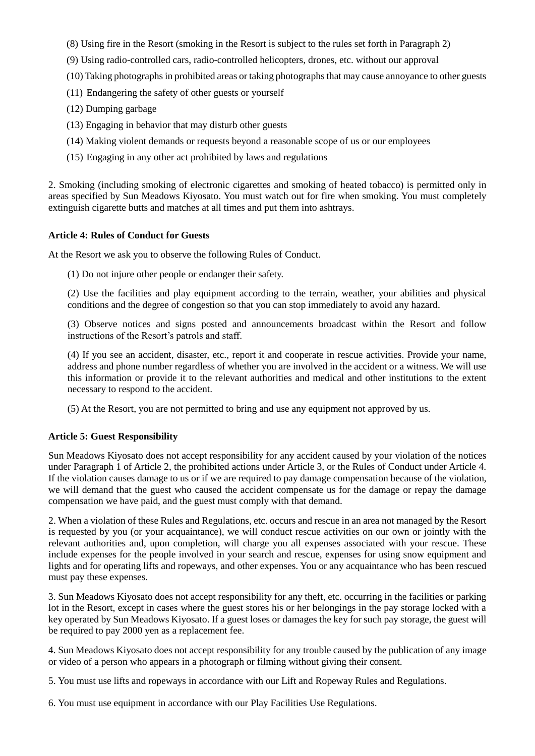(8) Using fire in the Resort (smoking in the Resort is subject to the rules set forth in Paragraph 2)

(9) Using radio-controlled cars, radio-controlled helicopters, drones, etc. without our approval

(10) Taking photographs in prohibited areas or taking photographs that may cause annoyance to other guests

(11) Endangering the safety of other guests or yourself

(12) Dumping garbage

(13) Engaging in behavior that may disturb other guests

(14) Making violent demands or requests beyond a reasonable scope of us or our employees

(15) Engaging in any other act prohibited by laws and regulations

2. Smoking (including smoking of electronic cigarettes and smoking of heated tobacco) is permitted only in areas specified by Sun Meadows Kiyosato. You must watch out for fire when smoking. You must completely extinguish cigarette butts and matches at all times and put them into ashtrays.

**Article 4: Rules of Conduct for Guests**

At the Resort we ask you to observe the following Rules of Conduct.

(1) Do not injure other people or endanger their safety.

(2) Use the facilities and play equipment according to the terrain, weather, your abilities and physical conditions and the degree of congestion so that you can stop immediately to avoid any hazard.

(3) Observe notices and signs posted and announcements broadcast within the Resort and follow instructions of the Resort's patrols and staff.

(4) If you see an accident, disaster, etc., report it and cooperate in rescue activities. Provide your name, address and phone number regardless of whether you are involved in the accident or a witness. We will use this information or provide it to the relevant authorities and medical and other institutions to the extent necessary to respond to the accident.

(5) At the Resort, you are not permitted to bring and use any equipment not approved by us.

**Article 5: Guest Responsibility**

Sun Meadows Kiyosato does not accept responsibility for any accident caused by your violation of the notices under Paragraph 1 of Article 2, the prohibited actions under Article 3, or the Rules of Conduct under Article 4. If the violation causes damage to us or if we are required to pay damage compensation because of the violation, we will demand that the guest who caused the accident compensate us for the damage or repay the damage compensation we have paid, and the guest must comply with that demand.

2. When a violation of these Rules and Regulations, etc. occurs and rescue in an area not managed by the Resort is requested by you (or your acquaintance), we will conduct rescue activities on our own or jointly with the relevant authorities and, upon completion, will charge you all expenses associated with your rescue. These include expenses for the people involved in your search and rescue, expenses for using snow equipment and lights and for operating lifts and ropeways, and other expenses. You or any acquaintance who has been rescued must pay these expenses.

3. Sun Meadows Kiyosato does not accept responsibility for any theft, etc. occurring in the facilities or parking lot in the Resort, except in cases where the guest stores his or her belongings in the pay storage locked with a key operated by Sun Meadows Kiyosato. If a guest loses or damages the key for such pay storage, the guest will be required to pay 2000 yen as a replacement fee.

4. Sun Meadows Kiyosato does not accept responsibility for any trouble caused by the publication of any image or video of a person who appears in a photograph or filming without giving their consent.

5. You must use lifts and ropeways in accordance with our Lift and Ropeway Rules and Regulations.

6. You must use equipment in accordance with our Play Facilities Use Regulations.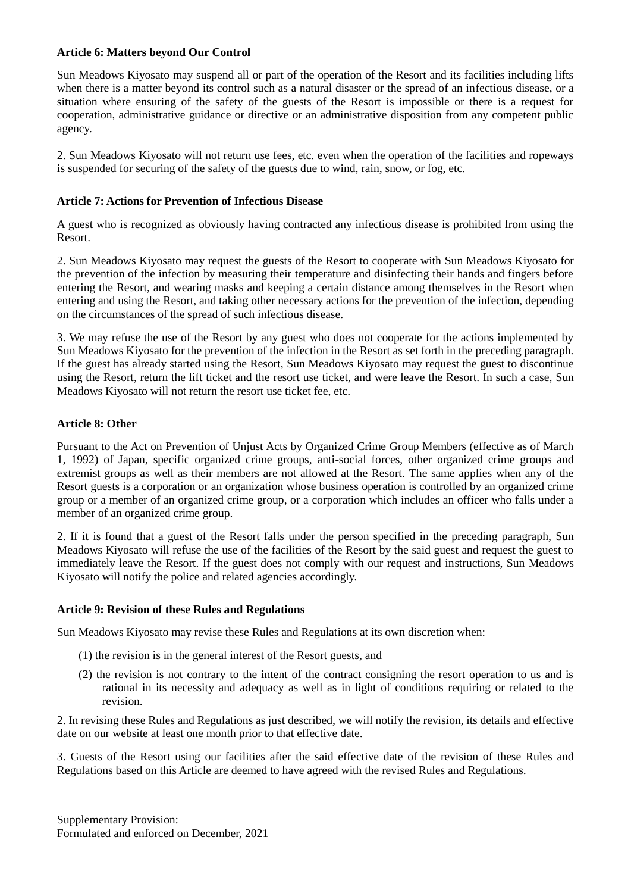**Article 6: Matters beyond Our Control**

Sun Meadows Kiyosato may suspend all or part of the operation of the Resort and its facilities including lifts when there is a matter beyond its control such as a natural disaster or the spread of an infectious disease, or a situation where ensuring of the safety of the guests of the Resort is impossible or there is a request for cooperation, administrative guidance or directive or an administrative disposition from any competent public agency.

2. Sun Meadows Kiyosato will not return use fees, etc. even when the operation of the facilities and ropeways is suspended for securing of the safety of the guests due to wind, rain, snow, or fog, etc.

**Article 7: Actions for Prevention of Infectious Disease**

A guest who is recognized as obviously having contracted any infectious disease is prohibited from using the Resort.

2. Sun Meadows Kiyosato may request the guests of the Resort to cooperate with Sun Meadows Kiyosato for the prevention of the infection by measuring their temperature and disinfecting their hands and fingers before entering the Resort, and wearing masks and keeping a certain distance among themselves in the Resort when entering and using the Resort, and taking other necessary actions for the prevention of the infection, depending on the circumstances of the spread of such infectious disease.

3. We may refuse the use of the Resort by any guest who does not cooperate for the actions implemented by Sun Meadows Kiyosato for the prevention of the infection in the Resort as set forth in the preceding paragraph. If the guest has already started using the Resort, Sun Meadows Kiyosato may request the guest to discontinue using the Resort, return the lift ticket and the resort use ticket, and were leave the Resort. In such a case, Sun Meadows Kiyosato will not return the resort use ticket fee, etc.

**Article 8: Other**

Pursuant to the Act on Prevention of Unjust Acts by Organized Crime Group Members (effective as of March 1, 1992) of Japan, specific organized crime groups, anti-social forces, other organized crime groups and extremist groups as well as their members are not allowed at the Resort. The same applies when any of the Resort guests is a corporation or an organization whose business operation is controlled by an organized crime group or a member of an organized crime group, or a corporation which includes an officer who falls under a member of an organized crime group.

2. If it is found that a guest of the Resort falls under the person specified in the preceding paragraph, Sun Meadows Kiyosato will refuse the use of the facilities of the Resort by the said guest and request the guest to immediately leave the Resort. If the guest does not comply with our request and instructions, Sun Meadows Kiyosato will notify the police and related agencies accordingly.

**Article 9: Revision of these Rules and Regulations**

Sun Meadows Kiyosato may revise these Rules and Regulations at its own discretion when:

(1) the revision is in the general interest of the Resort guests, and

(2) the revision is not contrary to the intent of the contract consigning the resort operation to us and is rational in its necessity and adequacy as well as in light of conditions requiring or related to the revision.

2. In revising these Rules and Regulations as just described, we will notify the revision, its details and effective date on our website at least one month prior to that effective date.

3. Guests of the Resort using our facilities after the said effective date of the revision of these Rules and Regulations based on this Article are deemed to have agreed with the revised Rules and Regulations.

Supplementary Provision:
Formulated and enforced on December, 2021